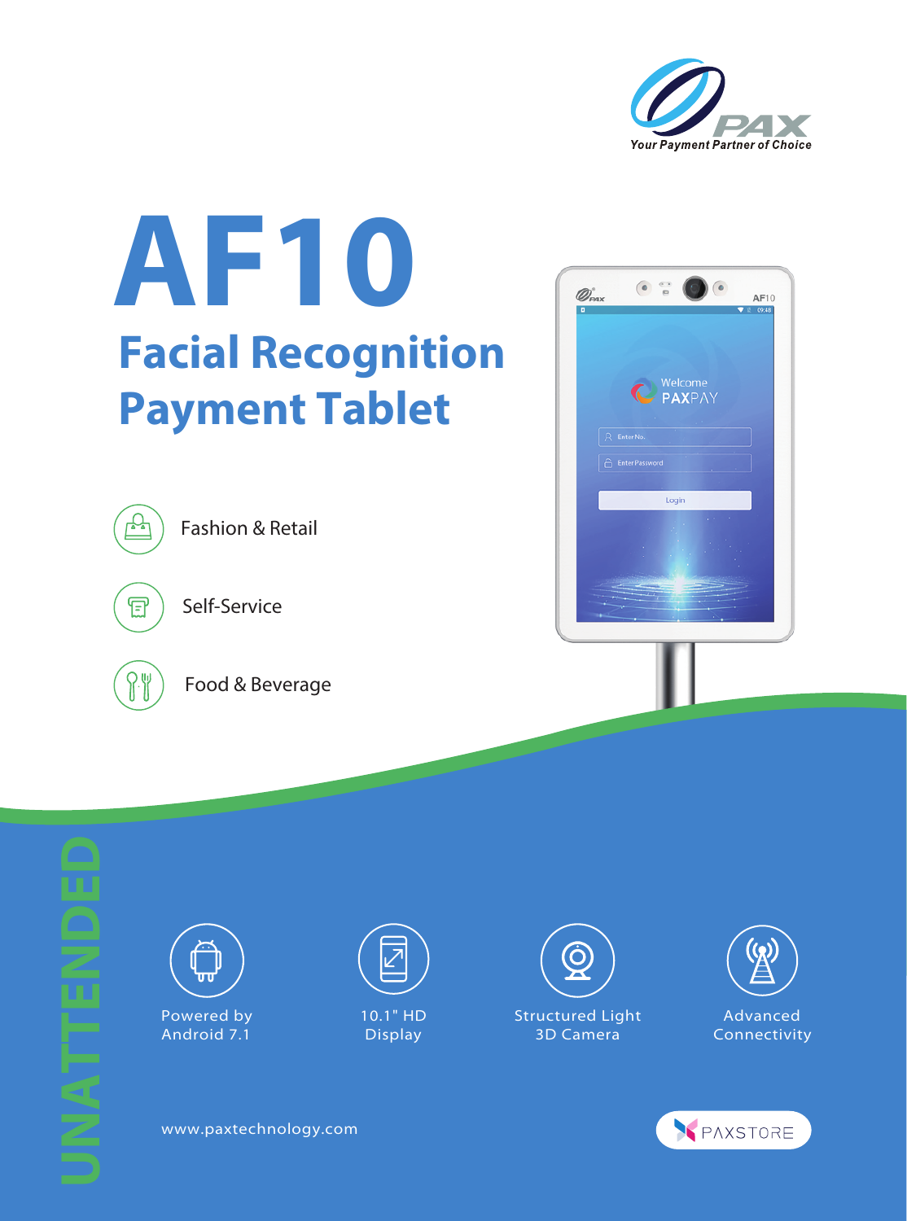PAX

Your Payment Partner of Choice

# AF10

## Facial Recognition Payment Tablet

- Fashion & Retail
- Self-Service
- Food & Beverage

UNATTENDED

- Powered by Android 7.1
- 10.1" HD Display
- Structured Light 3D Camera
- Advanced Connectivity

www.paxtechnology.com

PAXSTORE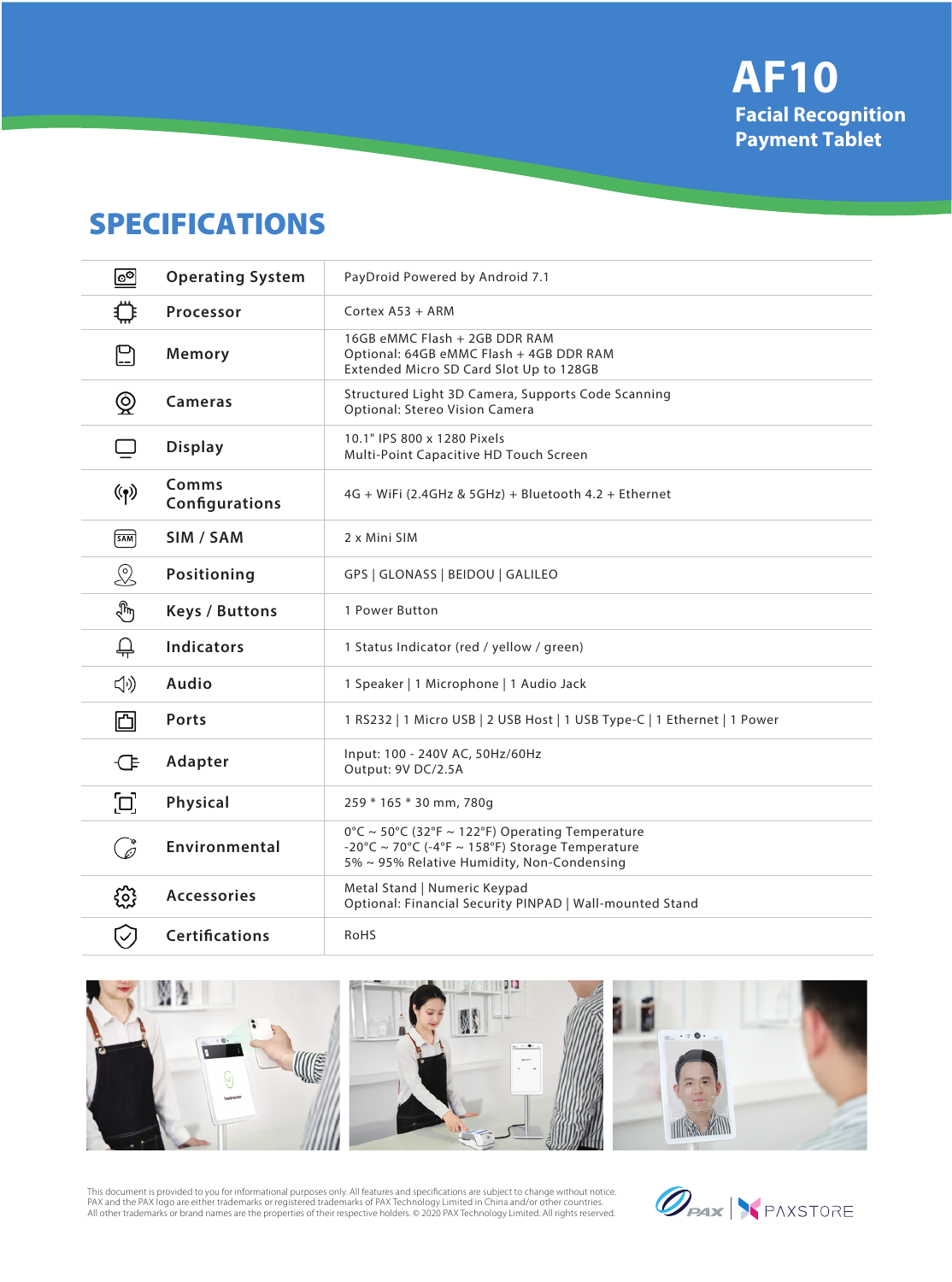# AF10

## Facial Recognition Payment Tablet

## SPECIFICATIONS

| | |
|---|---|
| Operating System | PayDroid Powered by Android 7.1 |
| Processor | Cortex A53 + ARM |
| Memory | 16GB eMMC Flash + 2GB DDR RAM<br>Optional: 64GB eMMC Flash + 4GB DDR RAM<br>Extended Micro SD Card Slot Up to 128GB |
| Cameras | Structured Light 3D Camera, Supports Code Scanning<br>Optional: Stereo Vision Camera |
| Display | 10.1" IPS 800 x 1280 Pixels<br>Multi-Point Capacitive HD Touch Screen |
| Comms Configurations | 4G + WiFi (2.4GHz & 5GHz) + Bluetooth 4.2 + Ethernet |
| SIM / SAM | 2 x Mini SIM |
| Positioning | GPS \| GLONASS \| BEIDOU \| GALILEO |
| Keys / Buttons | 1 Power Button |
| Indicators | 1 Status Indicator (red / yellow / green) |
| Audio | 1 Speaker \| 1 Microphone \| 1 Audio Jack |
| Ports | 1 RS232 \| 1 Micro USB \| 2 USB Host \| 1 USB Type-C \| 1 Ethernet \| 1 Power |
| Adapter | Input: 100 - 240V AC, 50Hz/60Hz<br>Output: 9V DC/2.5A |
| Physical | 259 * 165 * 30 mm, 780g |
| Environmental | 0°C ~ 50°C (32°F ~ 122°F) Operating Temperature<br>-20°C ~ 70°C (-4°F ~ 158°F) Storage Temperature<br>5% ~ 95% Relative Humidity, Non-Condensing |
| Accessories | Metal Stand \| Numeric Keypad<br>Optional: Financial Security PINPAD \| Wall-mounted Stand |
| Certifications | RoHS |

This document is provided to you for informational purposes only. All features and specifications are subject to change without notice.
PAX and the PAX logo are either trademarks or registered trademarks of PAX Technology Limited in China and/or other countries.
All other trademarks or brand names are the properties of their respective holders. © 2020 PAX Technology Limited. All rights reserved.

PAX | PAXSTORE